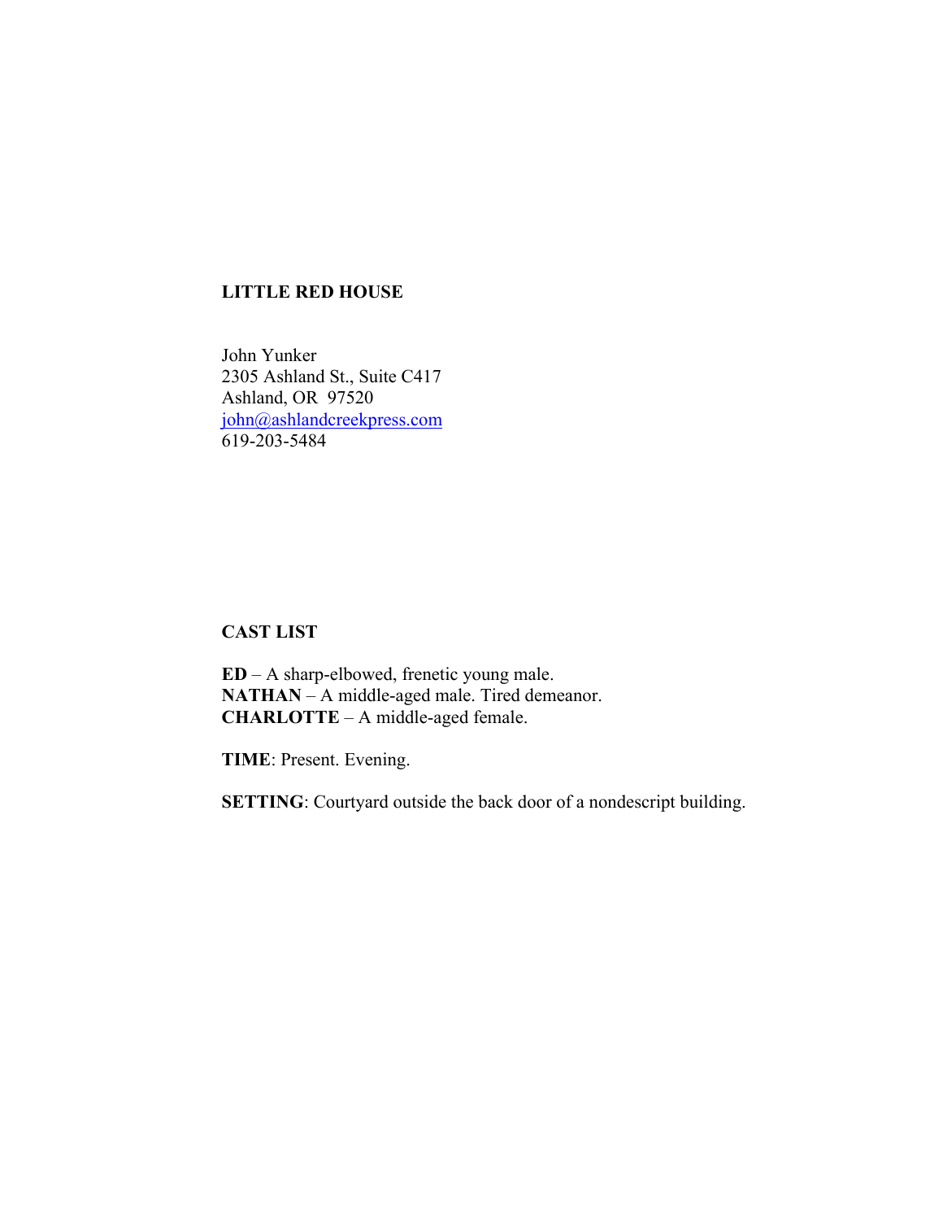**LITTLE RED HOUSE**

John Yunker
2305 Ashland St., Suite C417
Ashland, OR 97520
john@ashlandcreekpress.com
619-203-5484

**CAST LIST**

**ED** – A sharp-elbowed, frenetic young male.
**NATHAN** – A middle-aged male. Tired demeanor.
**CHARLOTTE** – A middle-aged female.

**TIME**: Present. Evening.

**SETTING**: Courtyard outside the back door of a nondescript building.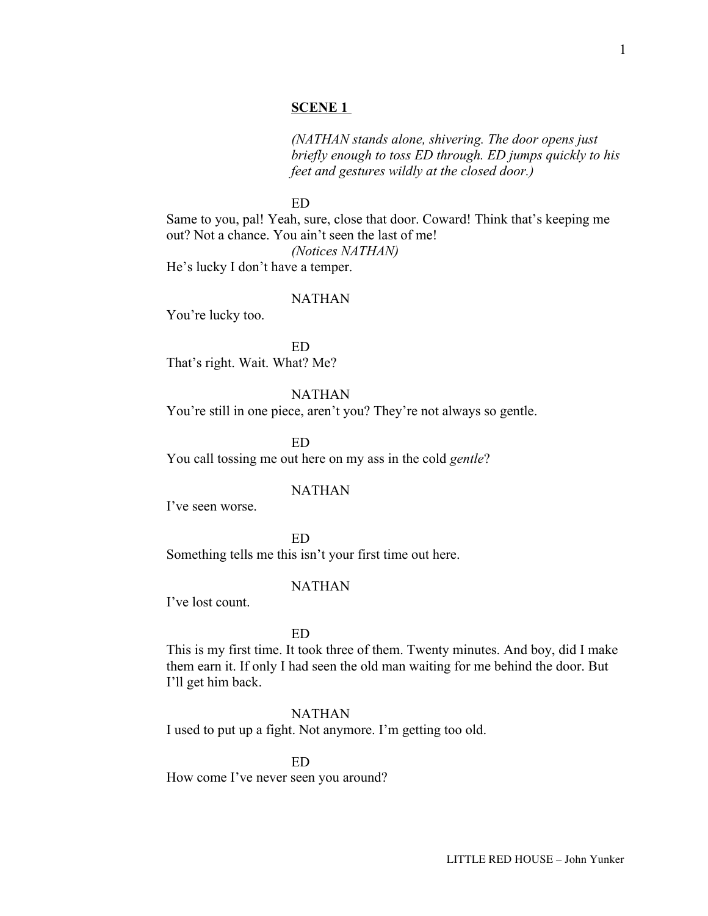**SCENE 1**

*(NATHAN stands alone, shivering. The door opens just briefly enough to toss ED through. ED jumps quickly to his feet and gestures wildly at the closed door.)*

ED

Same to you, pal! Yeah, sure, close that door. Coward! Think that's keeping me out? Not a chance. You ain't seen the last of me!

*(Notices NATHAN)*

He's lucky I don't have a temper.

NATHAN

You're lucky too.

ED

That's right. Wait. What? Me?

NATHAN

You're still in one piece, aren't you? They're not always so gentle.

ED

You call tossing me out here on my ass in the cold *gentle*?

NATHAN

I've seen worse.

ED

Something tells me this isn't your first time out here.

NATHAN

I've lost count.

ED

This is my first time. It took three of them. Twenty minutes. And boy, did I make them earn it. If only I had seen the old man waiting for me behind the door. But I'll get him back.

NATHAN

I used to put up a fight. Not anymore. I'm getting too old.

ED

How come I've never seen you around?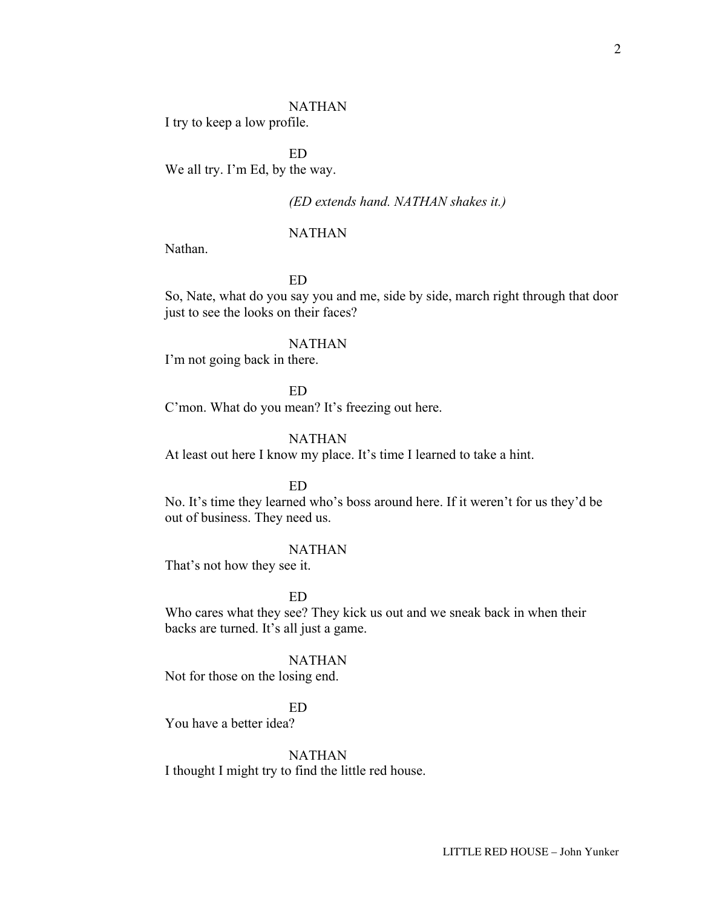NATHAN

I try to keep a low profile.

ED

We all try. I'm Ed, by the way.

*(ED extends hand. NATHAN shakes it.)*

NATHAN

Nathan.

ED

So, Nate, what do you say you and me, side by side, march right through that door just to see the looks on their faces?

NATHAN

I'm not going back in there.

ED

C'mon. What do you mean? It's freezing out here.

NATHAN

At least out here I know my place. It's time I learned to take a hint.

ED

No. It's time they learned who's boss around here. If it weren't for us they'd be out of business. They need us.

NATHAN

That's not how they see it.

ED

Who cares what they see? They kick us out and we sneak back in when their backs are turned. It's all just a game.

NATHAN

Not for those on the losing end.

ED

You have a better idea?

NATHAN

I thought I might try to find the little red house.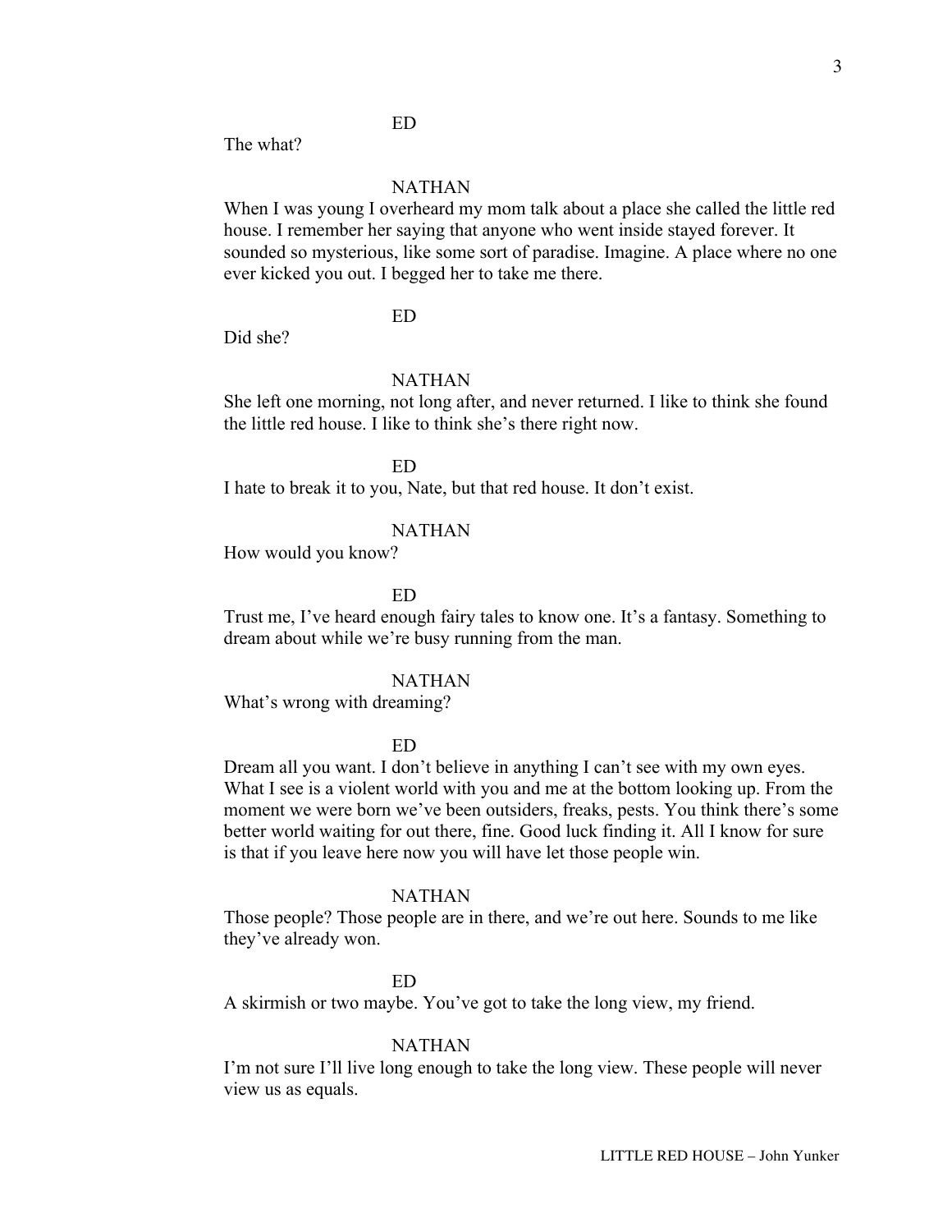ED

The what?

NATHAN

When I was young I overheard my mom talk about a place she called the little red house. I remember her saying that anyone who went inside stayed forever. It sounded so mysterious, like some sort of paradise. Imagine. A place where no one ever kicked you out. I begged her to take me there.

ED

Did she?

NATHAN

She left one morning, not long after, and never returned. I like to think she found the little red house. I like to think she's there right now.

ED

I hate to break it to you, Nate, but that red house. It don't exist.

NATHAN

How would you know?

ED

Trust me, I've heard enough fairy tales to know one. It's a fantasy. Something to dream about while we're busy running from the man.

NATHAN

What's wrong with dreaming?

ED

Dream all you want. I don't believe in anything I can't see with my own eyes. What I see is a violent world with you and me at the bottom looking up. From the moment we were born we've been outsiders, freaks, pests. You think there's some better world waiting for out there, fine. Good luck finding it. All I know for sure is that if you leave here now you will have let those people win.

NATHAN

Those people? Those people are in there, and we're out here. Sounds to me like they've already won.

ED

A skirmish or two maybe. You've got to take the long view, my friend.

NATHAN

I'm not sure I'll live long enough to take the long view. These people will never view us as equals.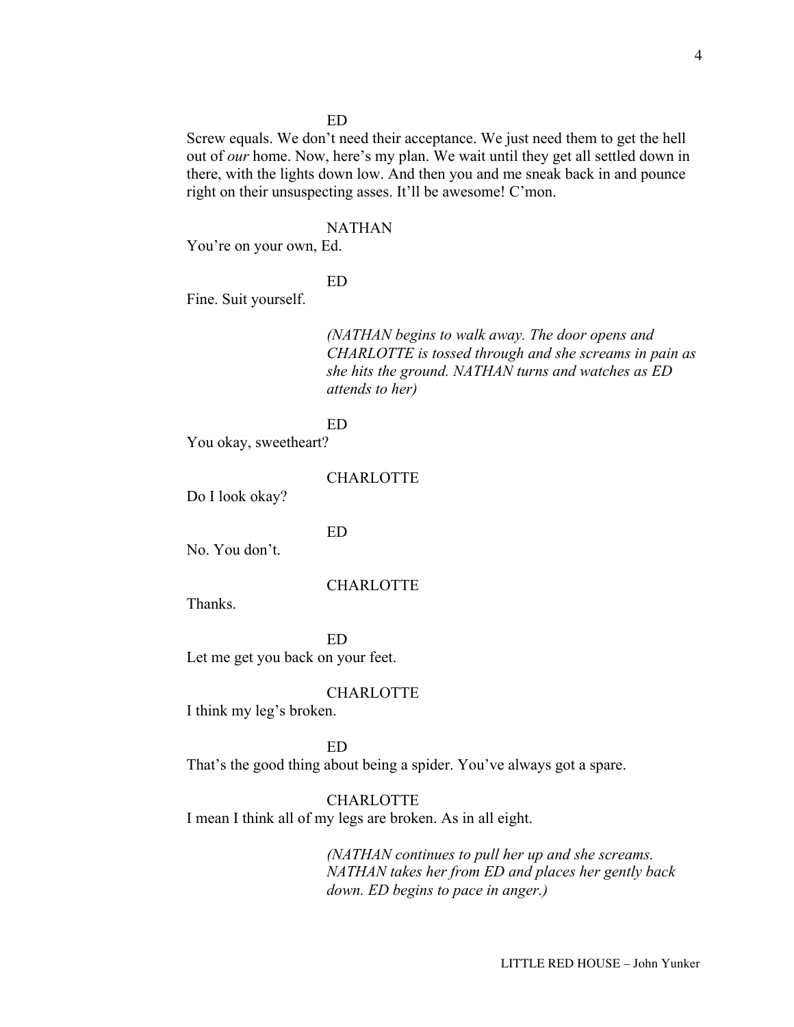ED

Screw equals. We don't need their acceptance. We just need them to get the hell out of *our* home. Now, here's my plan. We wait until they get all settled down in there, with the lights down low. And then you and me sneak back in and pounce right on their unsuspecting asses. It'll be awesome! C'mon.

NATHAN

You're on your own, Ed.

ED

Fine. Suit yourself.

*(NATHAN begins to walk away. The door opens and CHARLOTTE is tossed through and she screams in pain as she hits the ground. NATHAN turns and watches as ED attends to her)*

ED

You okay, sweetheart?

CHARLOTTE

Do I look okay?

ED

No. You don't.

CHARLOTTE

Thanks.

ED

Let me get you back on your feet.

CHARLOTTE

I think my leg's broken.

ED

That's the good thing about being a spider. You've always got a spare.

CHARLOTTE

I mean I think all of my legs are broken. As in all eight.

*(NATHAN continues to pull her up and she screams. NATHAN takes her from ED and places her gently back down. ED begins to pace in anger.)*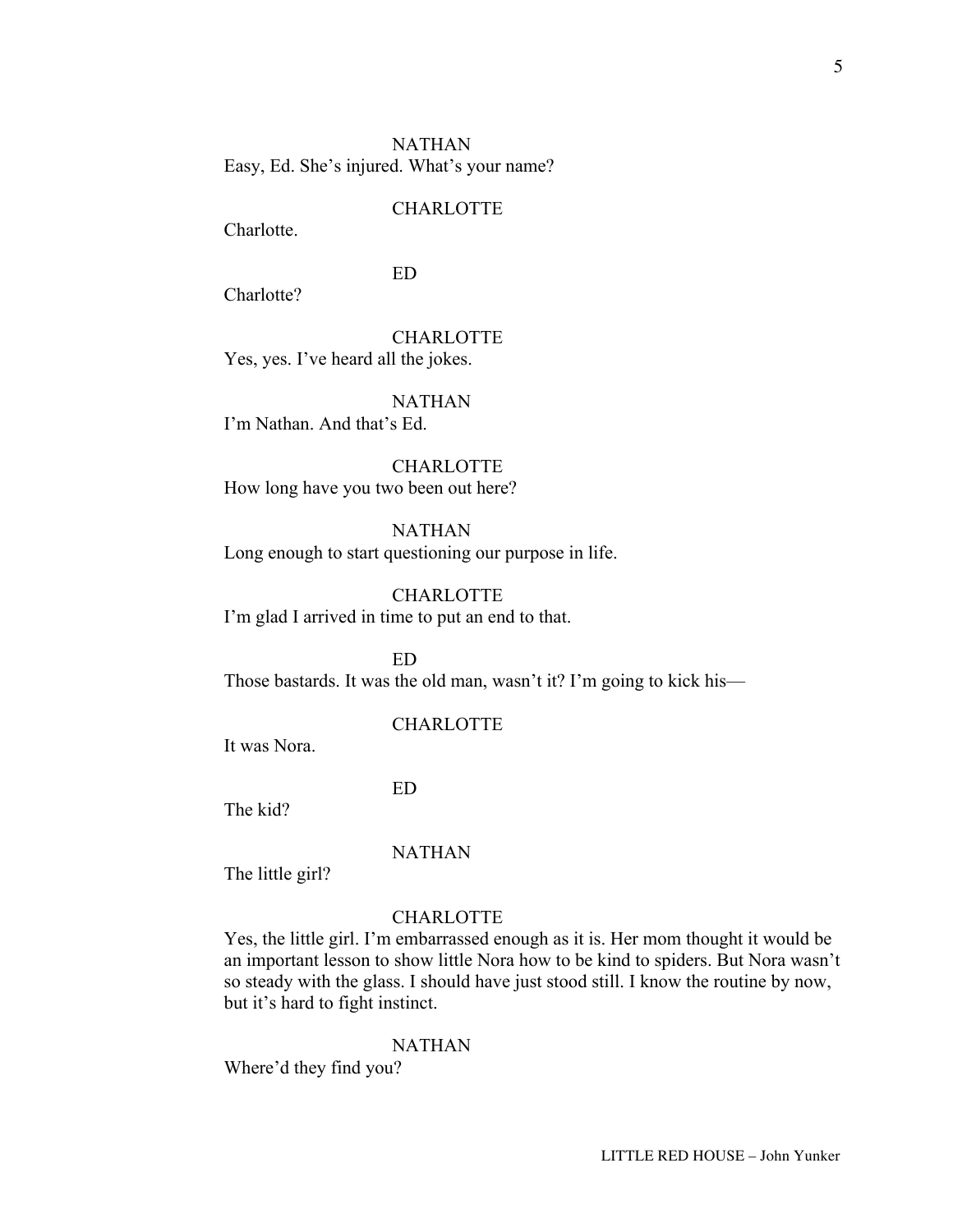NATHAN

Easy, Ed. She's injured. What's your name?

CHARLOTTE

Charlotte.

ED

Charlotte?

CHARLOTTE

Yes, yes. I've heard all the jokes.

NATHAN

I'm Nathan. And that's Ed.

CHARLOTTE

How long have you two been out here?

NATHAN

Long enough to start questioning our purpose in life.

CHARLOTTE

I'm glad I arrived in time to put an end to that.

ED

Those bastards. It was the old man, wasn't it? I'm going to kick his—

CHARLOTTE

It was Nora.

ED

The kid?

NATHAN

The little girl?

CHARLOTTE

Yes, the little girl. I'm embarrassed enough as it is. Her mom thought it would be an important lesson to show little Nora how to be kind to spiders. But Nora wasn't so steady with the glass. I should have just stood still. I know the routine by now, but it's hard to fight instinct.

NATHAN

Where'd they find you?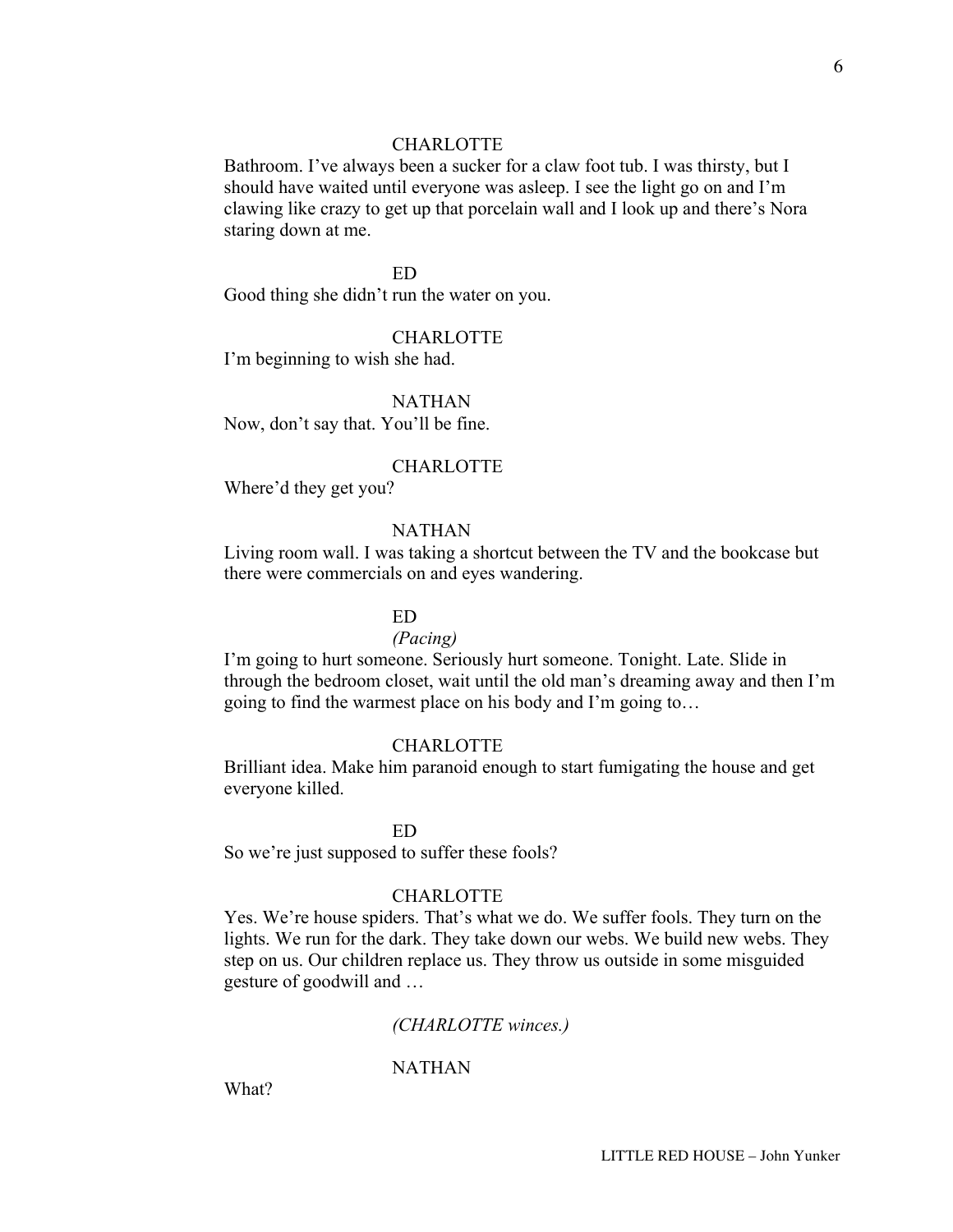CHARLOTTE

Bathroom. I've always been a sucker for a claw foot tub. I was thirsty, but I should have waited until everyone was asleep. I see the light go on and I'm clawing like crazy to get up that porcelain wall and I look up and there's Nora staring down at me.

ED

Good thing she didn't run the water on you.

CHARLOTTE

I'm beginning to wish she had.

NATHAN

Now, don't say that. You'll be fine.

CHARLOTTE

Where'd they get you?

NATHAN

Living room wall. I was taking a shortcut between the TV and the bookcase but there were commercials on and eyes wandering.

ED

*(Pacing)*

I'm going to hurt someone. Seriously hurt someone. Tonight. Late. Slide in through the bedroom closet, wait until the old man's dreaming away and then I'm going to find the warmest place on his body and I'm going to…

CHARLOTTE

Brilliant idea. Make him paranoid enough to start fumigating the house and get everyone killed.

ED

So we're just supposed to suffer these fools?

CHARLOTTE

Yes. We're house spiders. That's what we do. We suffer fools. They turn on the lights. We run for the dark. They take down our webs. We build new webs. They step on us. Our children replace us. They throw us outside in some misguided gesture of goodwill and …

*(CHARLOTTE winces.)*

NATHAN

What?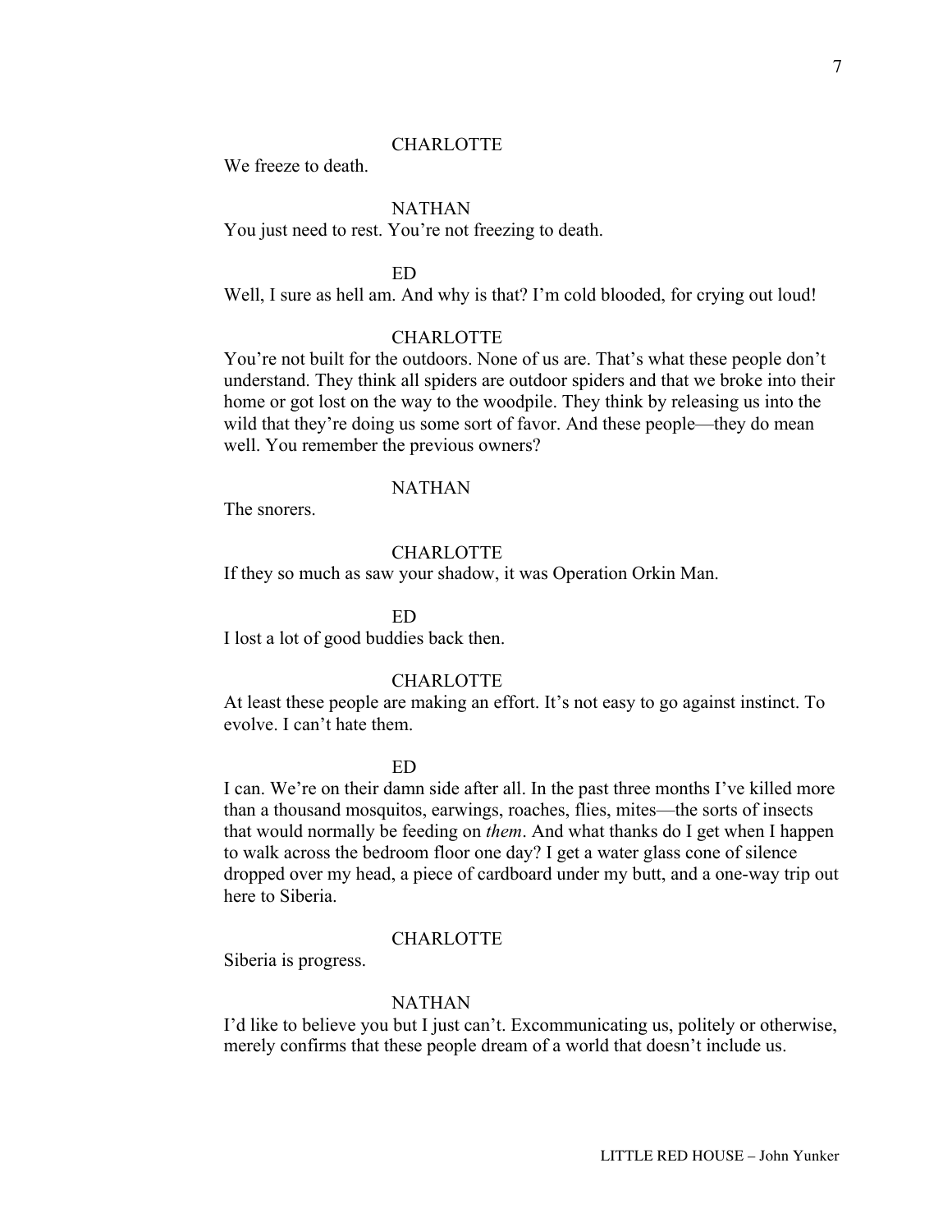CHARLOTTE

We freeze to death.

NATHAN

You just need to rest. You're not freezing to death.

ED

Well, I sure as hell am. And why is that? I'm cold blooded, for crying out loud!

CHARLOTTE

You're not built for the outdoors. None of us are. That's what these people don't understand. They think all spiders are outdoor spiders and that we broke into their home or got lost on the way to the woodpile. They think by releasing us into the wild that they're doing us some sort of favor. And these people—they do mean well. You remember the previous owners?

NATHAN

The snorers.

CHARLOTTE

If they so much as saw your shadow, it was Operation Orkin Man.

ED

I lost a lot of good buddies back then.

CHARLOTTE

At least these people are making an effort. It's not easy to go against instinct. To evolve. I can't hate them.

ED

I can. We're on their damn side after all. In the past three months I've killed more than a thousand mosquitos, earwings, roaches, flies, mites—the sorts of insects that would normally be feeding on *them*. And what thanks do I get when I happen to walk across the bedroom floor one day? I get a water glass cone of silence dropped over my head, a piece of cardboard under my butt, and a one-way trip out here to Siberia.

CHARLOTTE

Siberia is progress.

NATHAN

I'd like to believe you but I just can't. Excommunicating us, politely or otherwise, merely confirms that these people dream of a world that doesn't include us.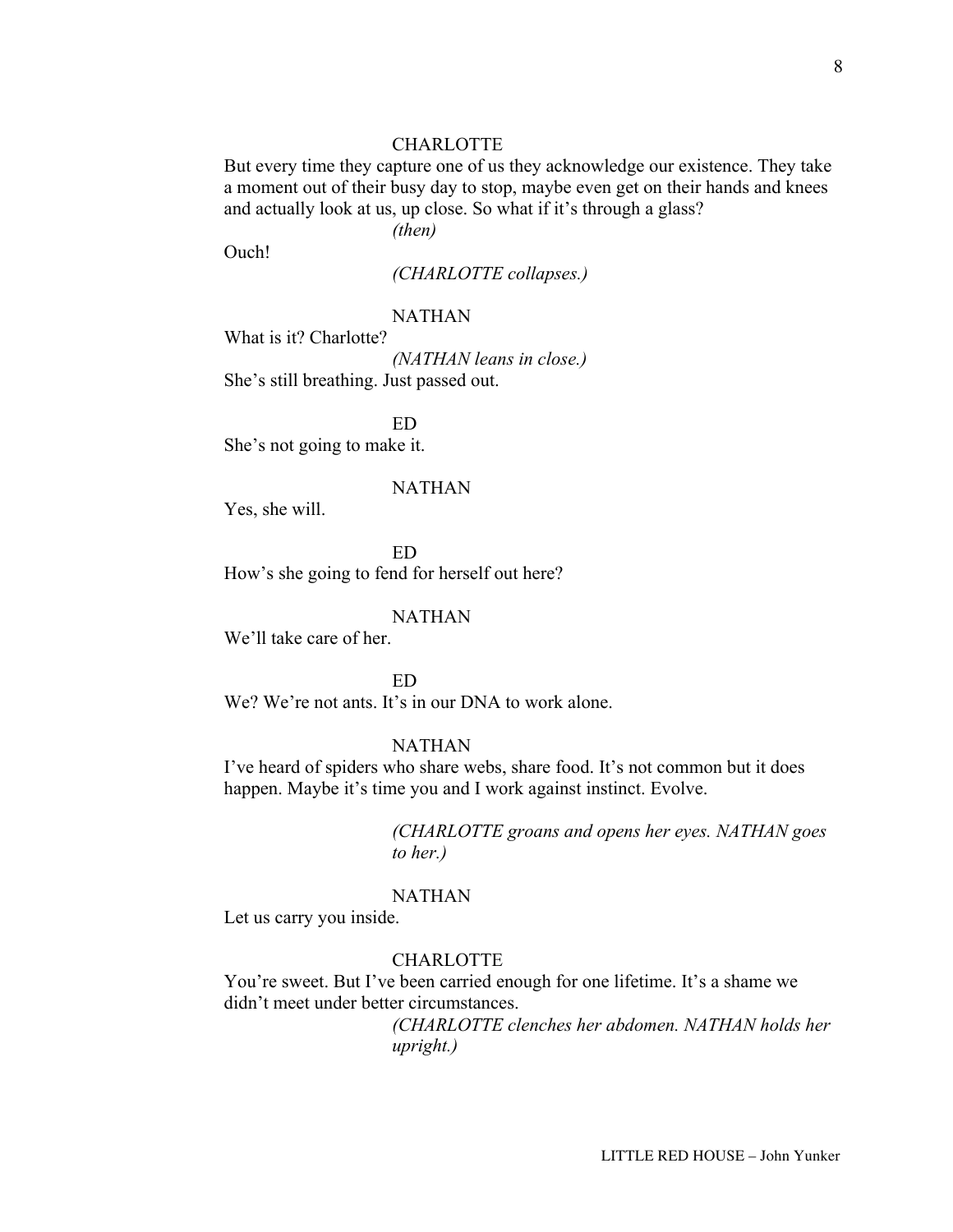CHARLOTTE

But every time they capture one of us they acknowledge our existence. They take a moment out of their busy day to stop, maybe even get on their hands and knees and actually look at us, up close. So what if it's through a glass?

*(then)*

Ouch!

*(CHARLOTTE collapses.)*

NATHAN

What is it? Charlotte?

*(NATHAN leans in close.)*

She's still breathing. Just passed out.

ED

She's not going to make it.

NATHAN

Yes, she will.

ED

How's she going to fend for herself out here?

NATHAN

We'll take care of her.

ED

We? We're not ants. It's in our DNA to work alone.

NATHAN

I've heard of spiders who share webs, share food. It's not common but it does happen. Maybe it's time you and I work against instinct. Evolve.

*(CHARLOTTE groans and opens her eyes. NATHAN goes to her.)*

NATHAN

Let us carry you inside.

CHARLOTTE

You're sweet. But I've been carried enough for one lifetime. It's a shame we didn't meet under better circumstances.

*(CHARLOTTE clenches her abdomen. NATHAN holds her upright.)*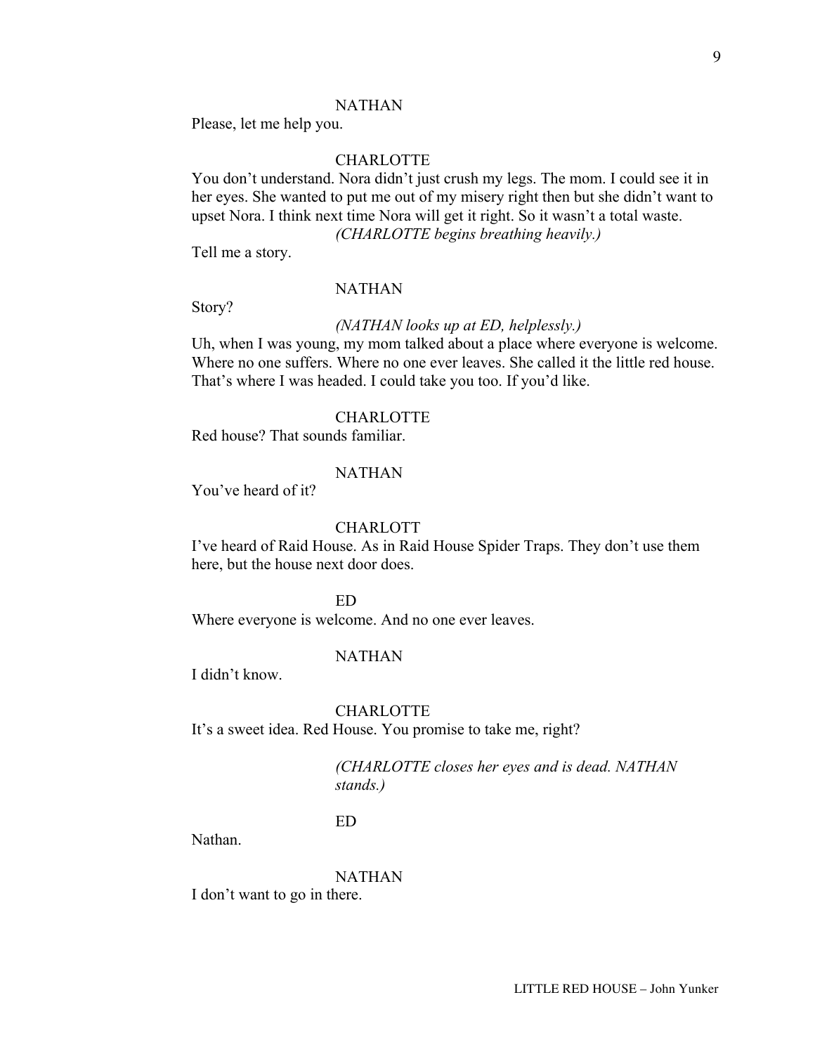NATHAN

Please, let me help you.

CHARLOTTE

You don't understand. Nora didn't just crush my legs. The mom. I could see it in her eyes. She wanted to put me out of my misery right then but she didn't want to upset Nora. I think next time Nora will get it right. So it wasn't a total waste.

*(CHARLOTTE begins breathing heavily.)*

Tell me a story.

NATHAN

Story?

*(NATHAN looks up at ED, helplessly.)*

Uh, when I was young, my mom talked about a place where everyone is welcome. Where no one suffers. Where no one ever leaves. She called it the little red house. That's where I was headed. I could take you too. If you'd like.

CHARLOTTE

Red house? That sounds familiar.

NATHAN

You've heard of it?

CHARLOTT

I've heard of Raid House. As in Raid House Spider Traps. They don't use them here, but the house next door does.

ED

Where everyone is welcome. And no one ever leaves.

NATHAN

I didn't know.

CHARLOTTE

It's a sweet idea. Red House. You promise to take me, right?

*(CHARLOTTE closes her eyes and is dead. NATHAN stands.)*

ED

Nathan.

NATHAN

I don't want to go in there.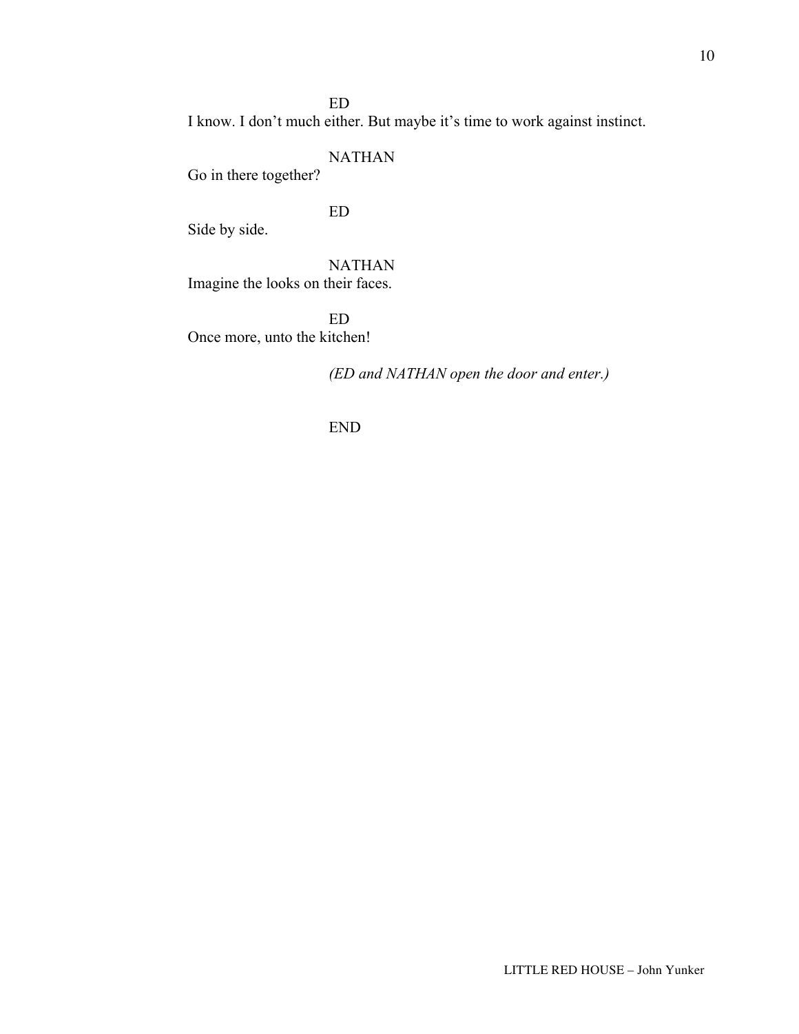ED

I know. I don't much either. But maybe it's time to work against instinct.

NATHAN

Go in there together?

ED

Side by side.

NATHAN

Imagine the looks on their faces.

ED

Once more, unto the kitchen!

*(ED and NATHAN open the door and enter.)*

END